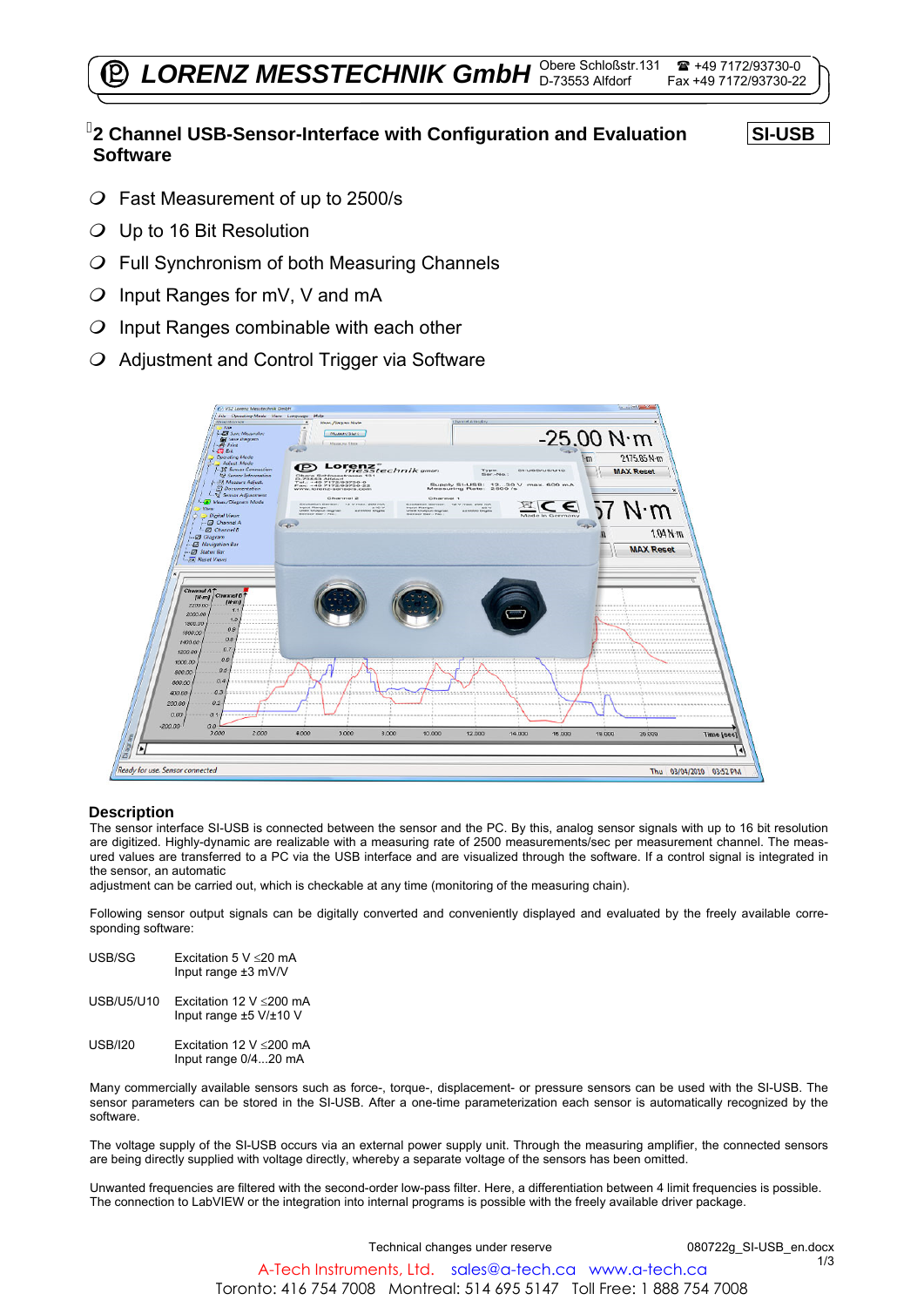# LORENZ MESSTECHNIK GmbH

Obere Schloßstr.131
D-73553 Alfdorf
☎ +49 7172/93730-0
Fax +49 7172/93730-22

## 2 Channel USB-Sensor-Interface with Configuration and Evaluation Software

**SI-USB**

- Fast Measurement of up to 2500/s
- Up to 16 Bit Resolution
- Full Synchronism of both Measuring Channels
- Input Ranges for mV, V and mA
- Input Ranges combinable with each other
- Adjustment and Control Trigger via Software

### Description

The sensor interface SI-USB is connected between the sensor and the PC. By this, analog sensor signals with up to 16 bit resolution are digitized. Highly-dynamic are realizable with a measuring rate of 2500 measurements/sec per measurement channel. The measured values are transferred to a PC via the USB interface and are visualized through the software. If a control signal is integrated in the sensor, an automatic
adjustment can be carried out, which is checkable at any time (monitoring of the measuring chain).

Following sensor output signals can be digitally converted and conveniently displayed and evaluated by the freely available corresponding software:

| | |
|---|---|
| USB/SG | Excitation 5 V ≤20 mA<br>Input range ±3 mV/V |
| USB/U5/U10 | Excitation 12 V ≤200 mA<br>Input range ±5 V/±10 V |
| USB/I20 | Excitation 12 V ≤200 mA<br>Input range 0/4...20 mA |

Many commercially available sensors such as force-, torque-, displacement- or pressure sensors can be used with the SI-USB. The sensor parameters can be stored in the SI-USB. After a one-time parameterization each sensor is automatically recognized by the software.

The voltage supply of the SI-USB occurs via an external power supply unit. Through the measuring amplifier, the connected sensors are being directly supplied with voltage directly, whereby a separate voltage of the sensors has been omitted.

Unwanted frequencies are filtered with the second-order low-pass filter. Here, a differentiation between 4 limit frequencies is possible. The connection to LabVIEW or the integration into internal programs is possible with the freely available driver package.

Technical changes under reserve — 080722g_SI-USB_en.docx

A-Tech Instruments, Ltd. sales@a-tech.ca www.a-tech.ca
Toronto: 416 754 7008 Montreal: 514 695 5147 Toll Free: 1 888 754 7008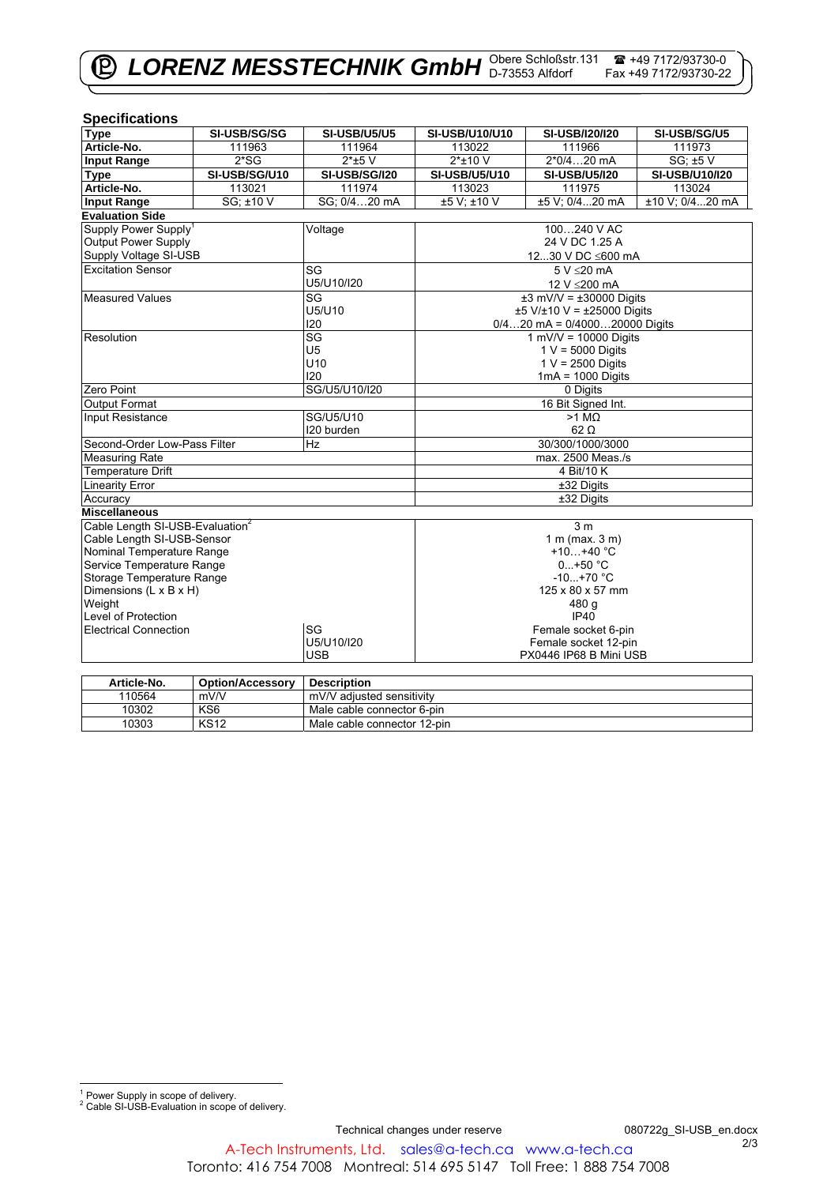## Specifications

| Type | SI-USB/SG/SG | SI-USB/U5/U5 | SI-USB/U10/U10 | SI-USB/I20/I20 | SI-USB/SG/U5 |
|---|---|---|---|---|---|
| Article-No. | 111963 | 111964 | 113022 | 111966 | 111973 |
| Input Range | 2*SG | 2*±5 V | 2*±10 V | 2*0/4…20 mA | SG; ±5 V |
| Type | SI-USB/SG/U10 | SI-USB/SG/I20 | SI-USB/U5/U10 | SI-USB/U5/I20 | SI-USB/U10/I20 |
| Article-No. | 113021 | 111974 | 113023 | 111975 | 113024 |
| Input Range | SG; ±10 V | SG; 0/4…20 mA | ±5 V; ±10 V | ±5 V; 0/4...20 mA | ±10 V; 0/4...20 mA |

**Evaluation Side**

| | | |
|---|---|---|
| Supply Power Supply[1] | Voltage | 100…240 V AC |
| Output Power Supply | | 24 V DC 1.25 A |
| Supply Voltage SI-USB | | 12...30 V DC ≤600 mA |
| Excitation Sensor | SG | 5 V ≤20 mA |
| | U5/U10/I20 | 12 V ≤200 mA |
| Measured Values | SG | ±3 mV/V = ±30000 Digits |
| | U5/U10 | ±5 V/±10 V = ±25000 Digits |
| | I20 | 0/4…20 mA = 0/4000…20000 Digits |
| Resolution | SG | 1 mV/V = 10000 Digits |
| | U5 | 1 V = 5000 Digits |
| | U10 | 1 V = 2500 Digits |
| | I20 | 1mA = 1000 Digits |
| Zero Point | SG/U5/U10/I20 | 0 Digits |
| Output Format | | 16 Bit Signed Int. |
| Input Resistance | SG/U5/U10 | >1 MΩ |
| | I20 burden | 62 Ω |
| Second-Order Low-Pass Filter | Hz | 30/300/1000/3000 |
| Measuring Rate | | max. 2500 Meas./s |
| Temperature Drift | | 4 Bit/10 K |
| Linearity Error | | ±32 Digits |
| Accuracy | | ±32 Digits |

**Miscellaneous**

| | | |
|---|---|---|
| Cable Length SI-USB-Evaluation[2] | | 3 m |
| Cable Length SI-USB-Sensor | | 1 m (max. 3 m) |
| Nominal Temperature Range | | +10…+40 °C |
| Service Temperature Range | | 0...+50 °C |
| Storage Temperature Range | | -10...+70 °C |
| Dimensions (L x B x H) | | 125 x 80 x 57 mm |
| Weight | | 480 g |
| Level of Protection | | IP40 |
| Electrical Connection | SG | Female socket 6-pin |
| | U5/U10/I20 | Female socket 12-pin |
| | USB | PX0446 IP68 B Mini USB |

| Article-No. | Option/Accessory | Description |
|---|---|---|
| 110564 | mV/V | mV/V adjusted sensitivity |
| 10302 | KS6 | Male cable connector 6-pin |
| 10303 | KS12 | Male cable connector 12-pin |

[1] Power Supply in scope of delivery.
[2] Cable SI-USB-Evaluation in scope of delivery.

Technical changes under reserve

080722g_SI-USB_en.docx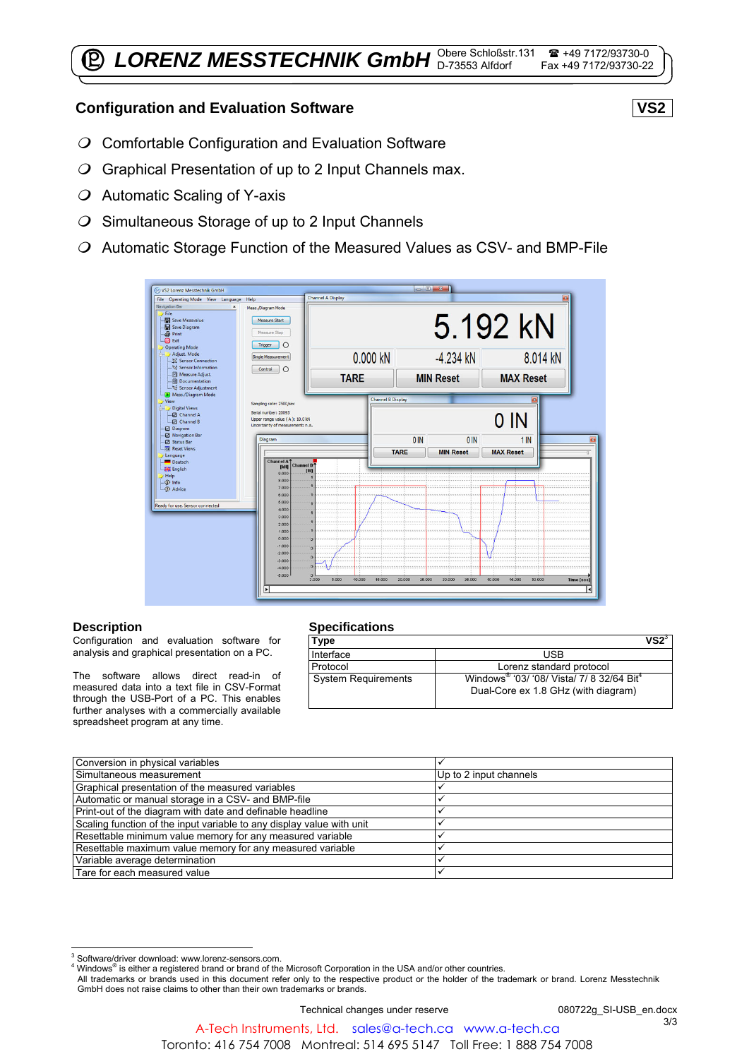## Configuration and Evaluation Software

**VS2**

- Comfortable Configuration and Evaluation Software
- Graphical Presentation of up to 2 Input Channels max.
- Automatic Scaling of Y-axis
- Simultaneous Storage of up to 2 Input Channels
- Automatic Storage Function of the Measured Values as CSV- and BMP-File

### Description

Configuration and evaluation software for analysis and graphical presentation on a PC.

The software allows direct read-in of measured data into a text file in CSV-Format through the USB-Port of a PC. This enables further analyses with a commercially available spreadsheet program at any time.

### Specifications

| Type | VS2[3] |
|---|---|
| Interface | USB |
| Protocol | Lorenz standard protocol |
| System Requirements | Windows® '03/ '08/ Vista/ 7/ 8 32/64 Bit[4]<br>Dual-Core ex 1.8 GHz (with diagram) |

| | |
|---|---|
| Conversion in physical variables | ✓ |
| Simultaneous measurement | Up to 2 input channels |
| Graphical presentation of the measured variables | ✓ |
| Automatic or manual storage in a CSV- and BMP-file | ✓ |
| Print-out of the diagram with date and definable headline | ✓ |
| Scaling function of the input variable to any display value with unit | ✓ |
| Resettable minimum value memory for any measured variable | ✓ |
| Resettable maximum value memory for any measured variable | ✓ |
| Variable average determination | ✓ |
| Tare for each measured value | ✓ |

[3] Software/driver download: www.lorenz-sensors.com.
[4] Windows® is either a registered brand or brand of the Microsoft Corporation in the USA and/or other countries.
All trademarks or brands used in this document refer only to the respective product or the holder of the trademark or brand. Lorenz Messtechnik GmbH does not raise claims to other than their own trademarks or brands.

Technical changes under reserve